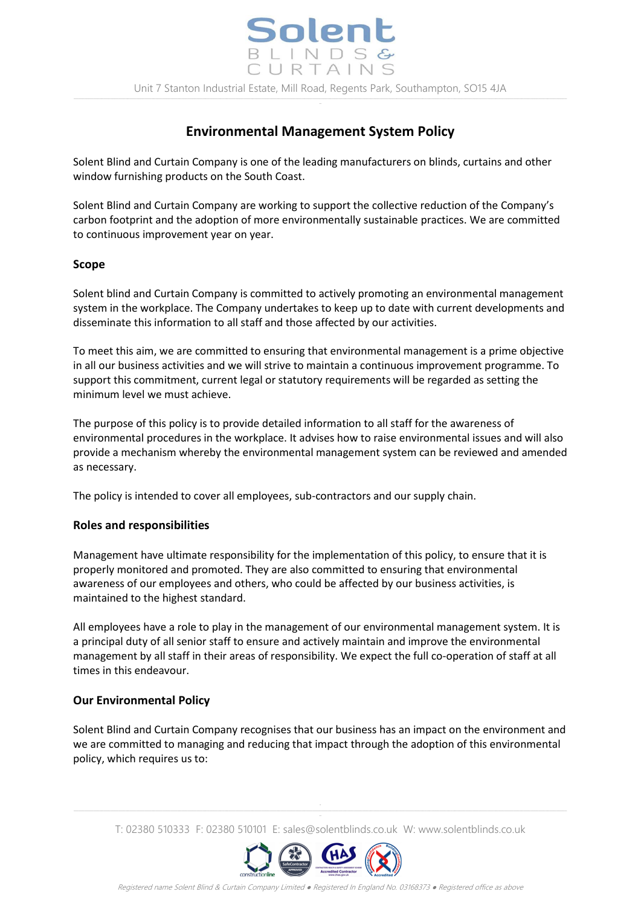# Environmental Management System Policy

Solent Blind and Curtain Company is one of the leading manufacturers on blinds, curtains and other window furnishing products on the South Coast.

Solent Blind and Curtain Company are working to support the collective reduction of the Company's carbon footprint and the adoption of more environmentally sustainable practices. We are committed to continuous improvement year on year.

## Scope

Solent blind and Curtain Company is committed to actively promoting an environmental management system in the workplace. The Company undertakes to keep up to date with current developments and disseminate this information to all staff and those affected by our activities.

To meet this aim, we are committed to ensuring that environmental management is a prime objective in all our business activities and we will strive to maintain a continuous improvement programme. To support this commitment, current legal or statutory requirements will be regarded as setting the minimum level we must achieve.

The purpose of this policy is to provide detailed information to all staff for the awareness of environmental procedures in the workplace. It advises how to raise environmental issues and will also provide a mechanism whereby the environmental management system can be reviewed and amended as necessary.

The policy is intended to cover all employees, sub-contractors and our supply chain.

## Roles and responsibilities

Management have ultimate responsibility for the implementation of this policy, to ensure that it is properly monitored and promoted. They are also committed to ensuring that environmental awareness of our employees and others, who could be affected by our business activities, is maintained to the highest standard.

All employees have a role to play in the management of our environmental management system. It is a principal duty of all senior staff to ensure and actively maintain and improve the environmental management by all staff in their areas of responsibility. We expect the full co-operation of staff at all times in this endeavour.

## Our Environmental Policy

Solent Blind and Curtain Company recognises that our business has an impact on the environment and we are committed to managing and reducing that impact through the adoption of this environmental policy, which requires us to: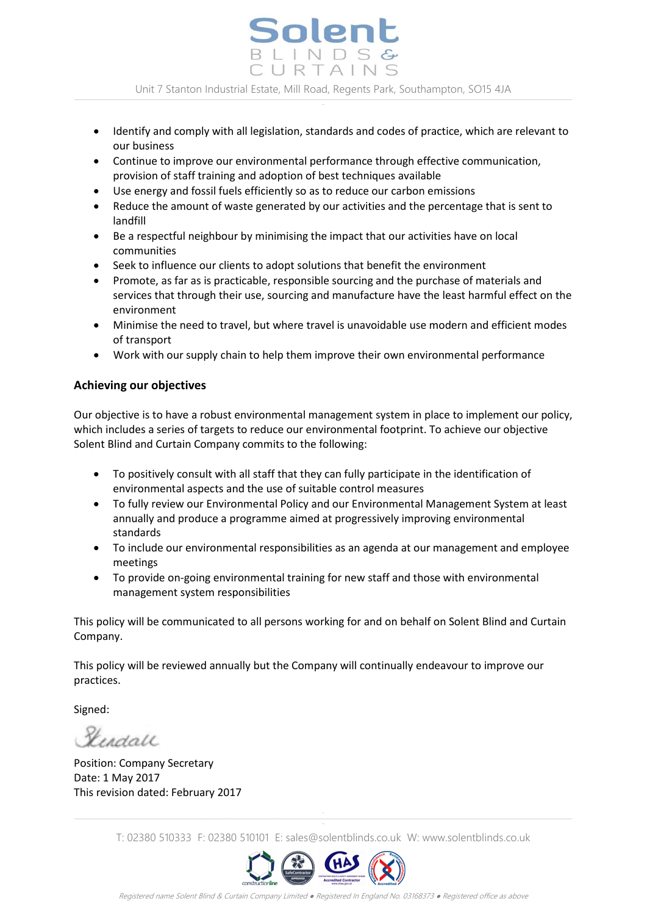- Identify and comply with all legislation, standards and codes of practice, which are relevant to our business
- Continue to improve our environmental performance through effective communication, provision of staff training and adoption of best techniques available
- Use energy and fossil fuels efficiently so as to reduce our carbon emissions
- Reduce the amount of waste generated by our activities and the percentage that is sent to landfill
- Be a respectful neighbour by minimising the impact that our activities have on local communities
- Seek to influence our clients to adopt solutions that benefit the environment
- Promote, as far as is practicable, responsible sourcing and the purchase of materials and services that through their use, sourcing and manufacture have the least harmful effect on the environment
- Minimise the need to travel, but where travel is unavoidable use modern and efficient modes of transport
- Work with our supply chain to help them improve their own environmental performance

## Achieving our objectives

Our objective is to have a robust environmental management system in place to implement our policy, which includes a series of targets to reduce our environmental footprint. To achieve our objective Solent Blind and Curtain Company commits to the following:

- To positively consult with all staff that they can fully participate in the identification of environmental aspects and the use of suitable control measures
- To fully review our Environmental Policy and our Environmental Management System at least annually and produce a programme aimed at progressively improving environmental standards
- To include our environmental responsibilities as an agenda at our management and employee meetings
- To provide on-going environmental training for new staff and those with environmental management system responsibilities

This policy will be communicated to all persons working for and on behalf on Solent Blind and Curtain Company.

This policy will be reviewed annually but the Company will continually endeavour to improve our practices.

Signed:

Kendall

Position: Company Secretary
Date: 1 May 2017
This revision dated: February 2017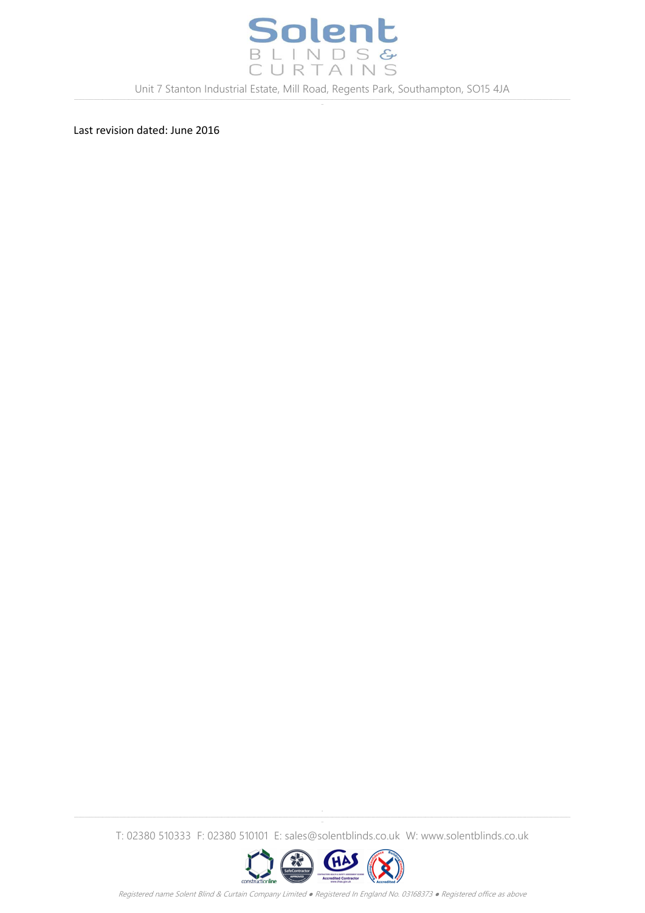Last revision dated: June 2016